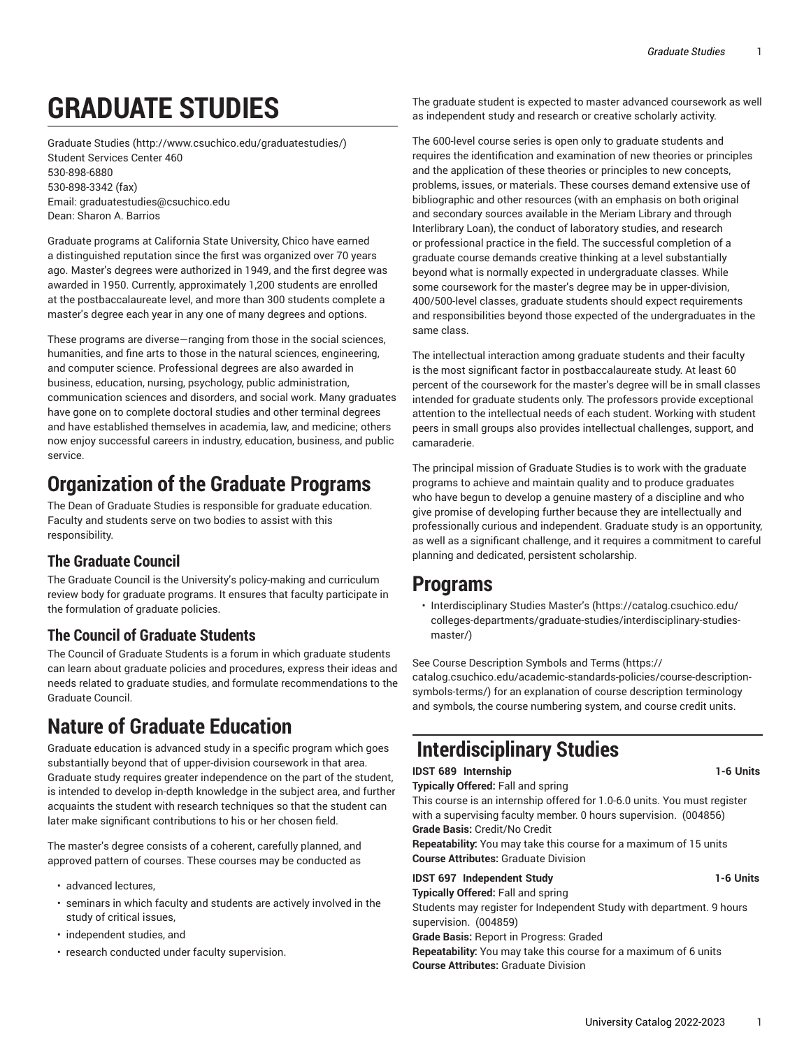# GRADUATE STUDIES

Graduate Studies (http://www.csuchico.edu/graduatestudies/)
Student Services Center 460
530-898-6880
530-898-3342 (fax)
Email: graduatestudies@csuchico.edu
Dean: Sharon A. Barrios

Graduate programs at California State University, Chico have earned a distinguished reputation since the first was organized over 70 years ago. Master's degrees were authorized in 1949, and the first degree was awarded in 1950. Currently, approximately 1,200 students are enrolled at the postbaccalaureate level, and more than 300 students complete a master's degree each year in any one of many degrees and options.

These programs are diverse—ranging from those in the social sciences, humanities, and fine arts to those in the natural sciences, engineering, and computer science. Professional degrees are also awarded in business, education, nursing, psychology, public administration, communication sciences and disorders, and social work. Many graduates have gone on to complete doctoral studies and other terminal degrees and have established themselves in academia, law, and medicine; others now enjoy successful careers in industry, education, business, and public service.

## Organization of the Graduate Programs

The Dean of Graduate Studies is responsible for graduate education. Faculty and students serve on two bodies to assist with this responsibility.

### The Graduate Council

The Graduate Council is the University's policy-making and curriculum review body for graduate programs. It ensures that faculty participate in the formulation of graduate policies.

### The Council of Graduate Students

The Council of Graduate Students is a forum in which graduate students can learn about graduate policies and procedures, express their ideas and needs related to graduate studies, and formulate recommendations to the Graduate Council.

## Nature of Graduate Education

Graduate education is advanced study in a specific program which goes substantially beyond that of upper-division coursework in that area. Graduate study requires greater independence on the part of the student, is intended to develop in-depth knowledge in the subject area, and further acquaints the student with research techniques so that the student can later make significant contributions to his or her chosen field.

The master's degree consists of a coherent, carefully planned, and approved pattern of courses. These courses may be conducted as

- advanced lectures,
- seminars in which faculty and students are actively involved in the study of critical issues,
- independent studies, and
- research conducted under faculty supervision.

The graduate student is expected to master advanced coursework as well as independent study and research or creative scholarly activity.

The 600-level course series is open only to graduate students and requires the identification and examination of new theories or principles and the application of these theories or principles to new concepts, problems, issues, or materials. These courses demand extensive use of bibliographic and other resources (with an emphasis on both original and secondary sources available in the Meriam Library and through Interlibrary Loan), the conduct of laboratory studies, and research or professional practice in the field. The successful completion of a graduate course demands creative thinking at a level substantially beyond what is normally expected in undergraduate classes. While some coursework for the master's degree may be in upper-division, 400/500-level classes, graduate students should expect requirements and responsibilities beyond those expected of the undergraduates in the same class.

The intellectual interaction among graduate students and their faculty is the most significant factor in postbaccalaureate study. At least 60 percent of the coursework for the master's degree will be in small classes intended for graduate students only. The professors provide exceptional attention to the intellectual needs of each student. Working with student peers in small groups also provides intellectual challenges, support, and camaraderie.

The principal mission of Graduate Studies is to work with the graduate programs to achieve and maintain quality and to produce graduates who have begun to develop a genuine mastery of a discipline and who give promise of developing further because they are intellectually and professionally curious and independent. Graduate study is an opportunity, as well as a significant challenge, and it requires a commitment to careful planning and dedicated, persistent scholarship.

## Programs

- Interdisciplinary Studies Master's (https://catalog.csuchico.edu/colleges-departments/graduate-studies/interdisciplinary-studies-master/)

See Course Description Symbols and Terms (https://catalog.csuchico.edu/academic-standards-policies/course-description-symbols-terms/) for an explanation of course description terminology and symbols, the course numbering system, and course credit units.

## Interdisciplinary Studies

**IDST 689 Internship** **1-6 Units**

**Typically Offered:** Fall and spring

This course is an internship offered for 1.0-6.0 units. You must register with a supervising faculty member. 0 hours supervision. (004856)

**Grade Basis:** Credit/No Credit

**Repeatability:** You may take this course for a maximum of 15 units

**Course Attributes:** Graduate Division

**IDST 697 Independent Study** **1-6 Units**

**Typically Offered:** Fall and spring

Students may register for Independent Study with department. 9 hours supervision. (004859)

**Grade Basis:** Report in Progress: Graded

**Repeatability:** You may take this course for a maximum of 6 units

**Course Attributes:** Graduate Division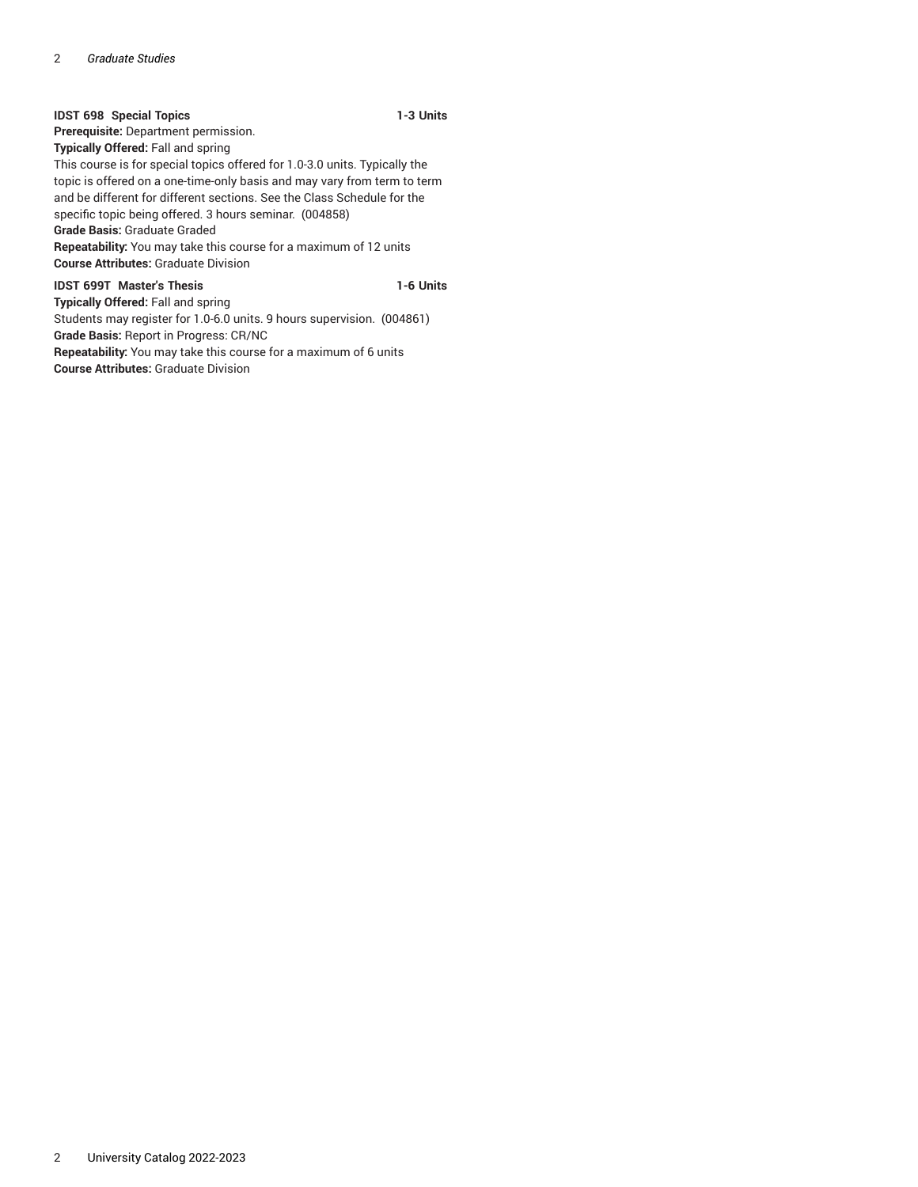**IDST 698 Special Topics** **1-3 Units**
**Prerequisite:** Department permission.
**Typically Offered:** Fall and spring
This course is for special topics offered for 1.0-3.0 units. Typically the topic is offered on a one-time-only basis and may vary from term to term and be different for different sections. See the Class Schedule for the specific topic being offered. 3 hours seminar. (004858)
**Grade Basis:** Graduate Graded
**Repeatability:** You may take this course for a maximum of 12 units
**Course Attributes:** Graduate Division

**IDST 699T Master's Thesis** **1-6 Units**
**Typically Offered:** Fall and spring
Students may register for 1.0-6.0 units. 9 hours supervision. (004861)
**Grade Basis:** Report in Progress: CR/NC
**Repeatability:** You may take this course for a maximum of 6 units
**Course Attributes:** Graduate Division